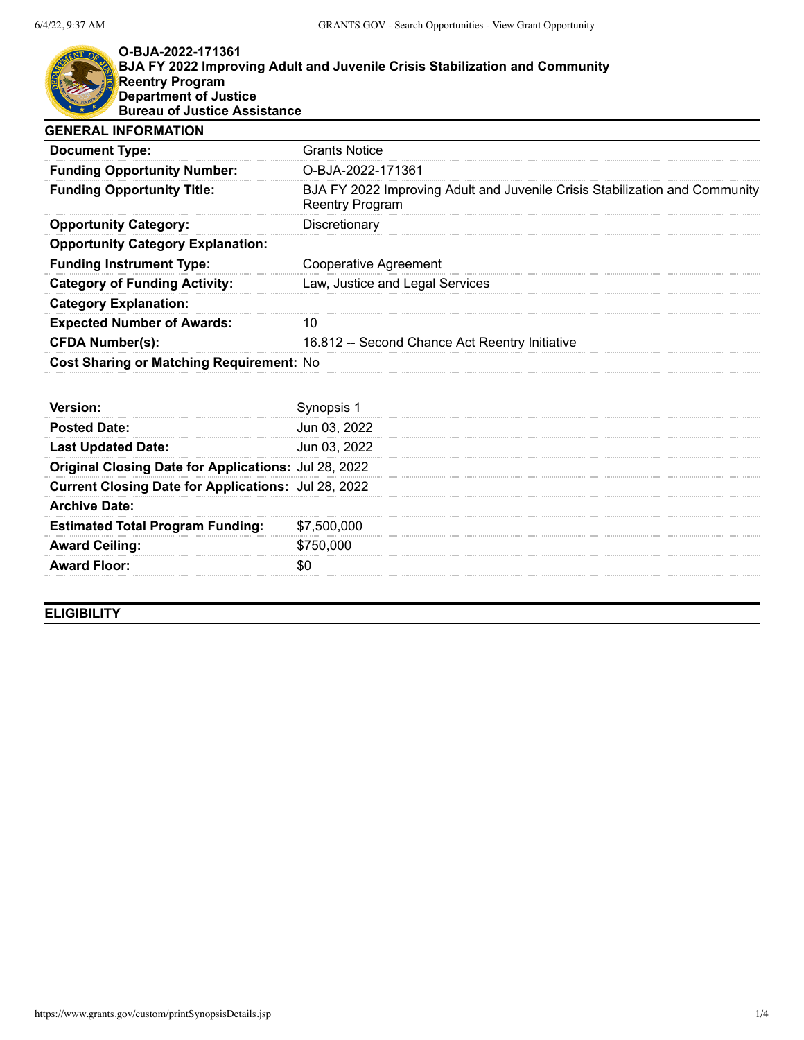# O-BJA-2022-171361
# BJA FY 2022 Improving Adult and Juvenile Crisis Stabilization and Community Reentry Program
**Department of Justice**
**Bureau of Justice Assistance**

## GENERAL INFORMATION

| | |
|---|---|
| **Document Type:** | Grants Notice |
| **Funding Opportunity Number:** | O-BJA-2022-171361 |
| **Funding Opportunity Title:** | BJA FY 2022 Improving Adult and Juvenile Crisis Stabilization and Community Reentry Program |
| **Opportunity Category:** | Discretionary |
| **Opportunity Category Explanation:** | |
| **Funding Instrument Type:** | Cooperative Agreement |
| **Category of Funding Activity:** | Law, Justice and Legal Services |
| **Category Explanation:** | |
| **Expected Number of Awards:** | 10 |
| **CFDA Number(s):** | 16.812 -- Second Chance Act Reentry Initiative |
| **Cost Sharing or Matching Requirement:** | No |

| | |
|---|---|
| **Version:** | Synopsis 1 |
| **Posted Date:** | Jun 03, 2022 |
| **Last Updated Date:** | Jun 03, 2022 |
| **Original Closing Date for Applications:** | Jul 28, 2022 |
| **Current Closing Date for Applications:** | Jul 28, 2022 |
| **Archive Date:** | |
| **Estimated Total Program Funding:** | $7,500,000 |
| **Award Ceiling:** | $750,000 |
| **Award Floor:** | $0 |

## ELIGIBILITY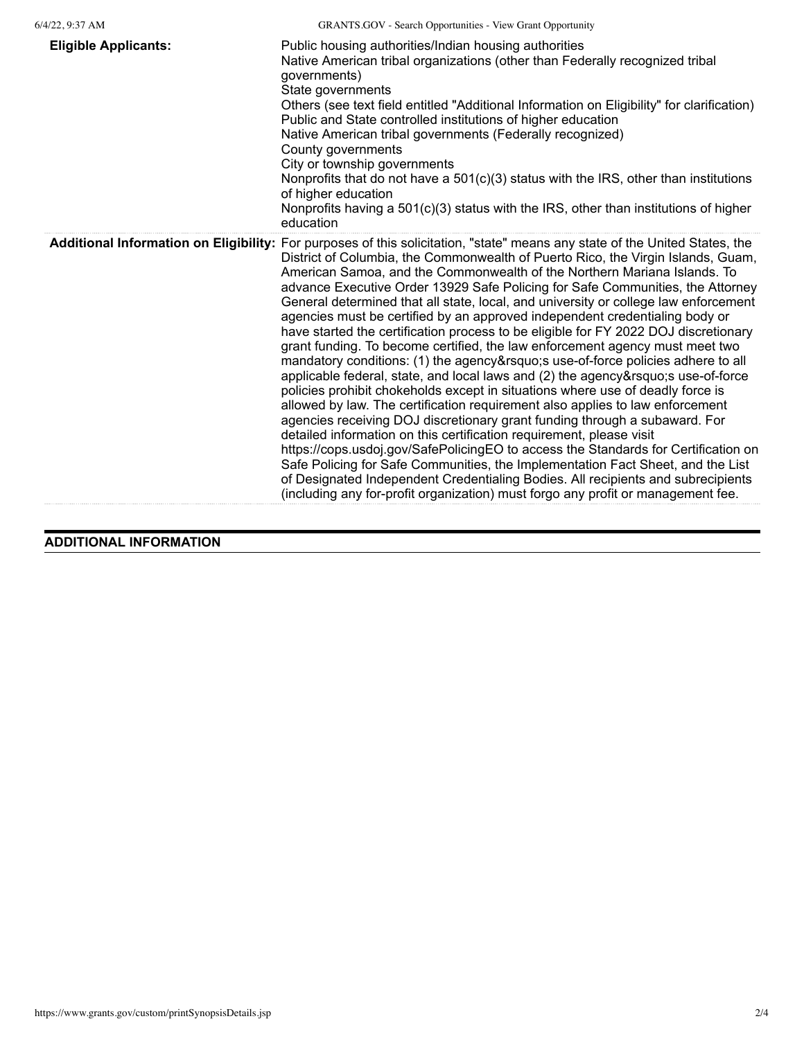| | |
|---|---|
| **Eligible Applicants:** | Public housing authorities/Indian housing authorities<br>Native American tribal organizations (other than Federally recognized tribal governments)<br>State governments<br>Others (see text field entitled "Additional Information on Eligibility" for clarification)<br>Public and State controlled institutions of higher education<br>Native American tribal governments (Federally recognized)<br>County governments<br>City or township governments<br>Nonprofits that do not have a 501(c)(3) status with the IRS, other than institutions of higher education<br>Nonprofits having a 501(c)(3) status with the IRS, other than institutions of higher education |
| **Additional Information on Eligibility:** | For purposes of this solicitation, "state" means any state of the United States, the District of Columbia, the Commonwealth of Puerto Rico, the Virgin Islands, Guam, American Samoa, and the Commonwealth of the Northern Mariana Islands. To advance Executive Order 13929 Safe Policing for Safe Communities, the Attorney General determined that all state, local, and university or college law enforcement agencies must be certified by an approved independent credentialing body or have started the certification process to be eligible for FY 2022 DOJ discretionary grant funding. To become certified, the law enforcement agency must meet two mandatory conditions: (1) the agency&rsquo;s use-of-force policies adhere to all applicable federal, state, and local laws and (2) the agency&rsquo;s use-of-force policies prohibit chokeholds except in situations where use of deadly force is allowed by law. The certification requirement also applies to law enforcement agencies receiving DOJ discretionary grant funding through a subaward. For detailed information on this certification requirement, please visit https://cops.usdoj.gov/SafePolicingEO to access the Standards for Certification on Safe Policing for Safe Communities, the Implementation Fact Sheet, and the List of Designated Independent Credentialing Bodies. All recipients and subrecipients (including any for-profit organization) must forgo any profit or management fee. |

## ADDITIONAL INFORMATION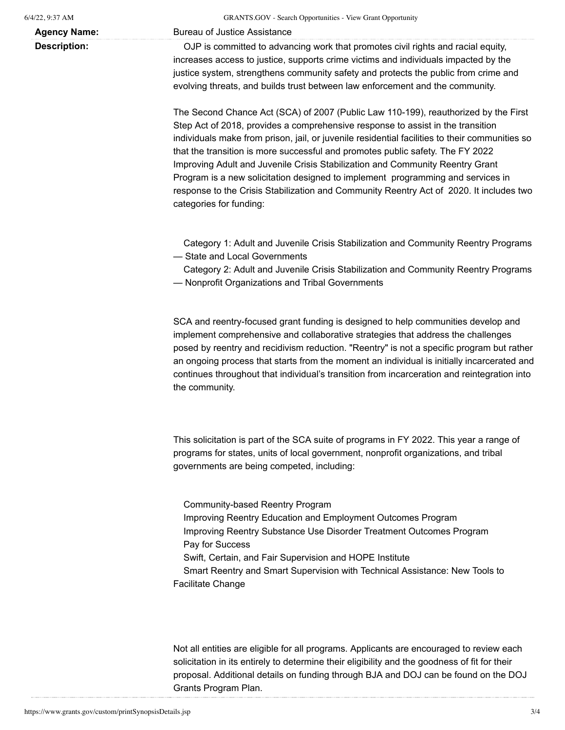**Agency Name:** Bureau of Justice Assistance

**Description:**

OJP is committed to advancing work that promotes civil rights and racial equity, increases access to justice, supports crime victims and individuals impacted by the justice system, strengthens community safety and protects the public from crime and evolving threats, and builds trust between law enforcement and the community.

The Second Chance Act (SCA) of 2007 (Public Law 110-199), reauthorized by the First Step Act of 2018, provides a comprehensive response to assist in the transition individuals make from prison, jail, or juvenile residential facilities to their communities so that the transition is more successful and promotes public safety. The FY 2022 Improving Adult and Juvenile Crisis Stabilization and Community Reentry Grant Program is a new solicitation designed to implement programming and services in response to the Crisis Stabilization and Community Reentry Act of 2020. It includes two categories for funding:

Category 1: Adult and Juvenile Crisis Stabilization and Community Reentry Programs — State and Local Governments
Category 2: Adult and Juvenile Crisis Stabilization and Community Reentry Programs — Nonprofit Organizations and Tribal Governments

SCA and reentry-focused grant funding is designed to help communities develop and implement comprehensive and collaborative strategies that address the challenges posed by reentry and recidivism reduction. "Reentry" is not a specific program but rather an ongoing process that starts from the moment an individual is initially incarcerated and continues throughout that individual's transition from incarceration and reintegration into the community.

This solicitation is part of the SCA suite of programs in FY 2022. This year a range of programs for states, units of local government, nonprofit organizations, and tribal governments are being competed, including:

Community-based Reentry Program
Improving Reentry Education and Employment Outcomes Program
Improving Reentry Substance Use Disorder Treatment Outcomes Program
Pay for Success
Swift, Certain, and Fair Supervision and HOPE Institute
Smart Reentry and Smart Supervision with Technical Assistance: New Tools to Facilitate Change

Not all entities are eligible for all programs. Applicants are encouraged to review each solicitation in its entirely to determine their eligibility and the goodness of fit for their proposal. Additional details on funding through BJA and DOJ can be found on the DOJ Grants Program Plan.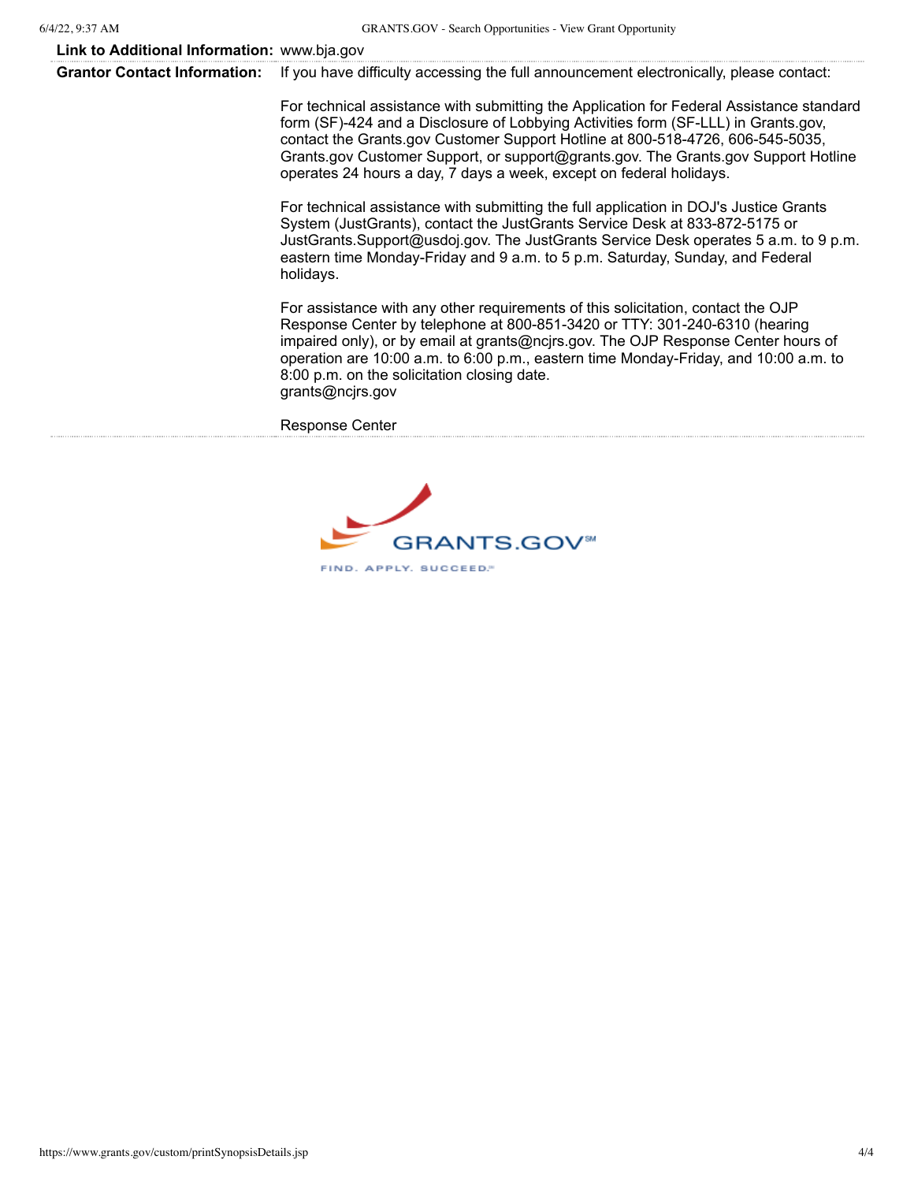| | |
|---|---|
| **Link to Additional Information:** | www.bja.gov |
| **Grantor Contact Information:** | If you have difficulty accessing the full announcement electronically, please contact:<br><br>For technical assistance with submitting the Application for Federal Assistance standard form (SF)-424 and a Disclosure of Lobbying Activities form (SF-LLL) in Grants.gov, contact the Grants.gov Customer Support Hotline at 800-518-4726, 606-545-5035, Grants.gov Customer Support, or support@grants.gov. The Grants.gov Support Hotline operates 24 hours a day, 7 days a week, except on federal holidays.<br><br>For technical assistance with submitting the full application in DOJ's Justice Grants System (JustGrants), contact the JustGrants Service Desk at 833-872-5175 or JustGrants.Support@usdoj.gov. The JustGrants Service Desk operates 5 a.m. to 9 p.m. eastern time Monday-Friday and 9 a.m. to 5 p.m. Saturday, Sunday, and Federal holidays.<br><br>For assistance with any other requirements of this solicitation, contact the OJP Response Center by telephone at 800-851-3420 or TTY: 301-240-6310 (hearing impaired only), or by email at grants@ncjrs.gov. The OJP Response Center hours of operation are 10:00 a.m. to 6:00 p.m., eastern time Monday-Friday, and 10:00 a.m. to 8:00 p.m. on the solicitation closing date.<br>grants@ncjrs.gov<br><br>Response Center |

GRANTS.GOV℠

FIND. APPLY. SUCCEED.℠